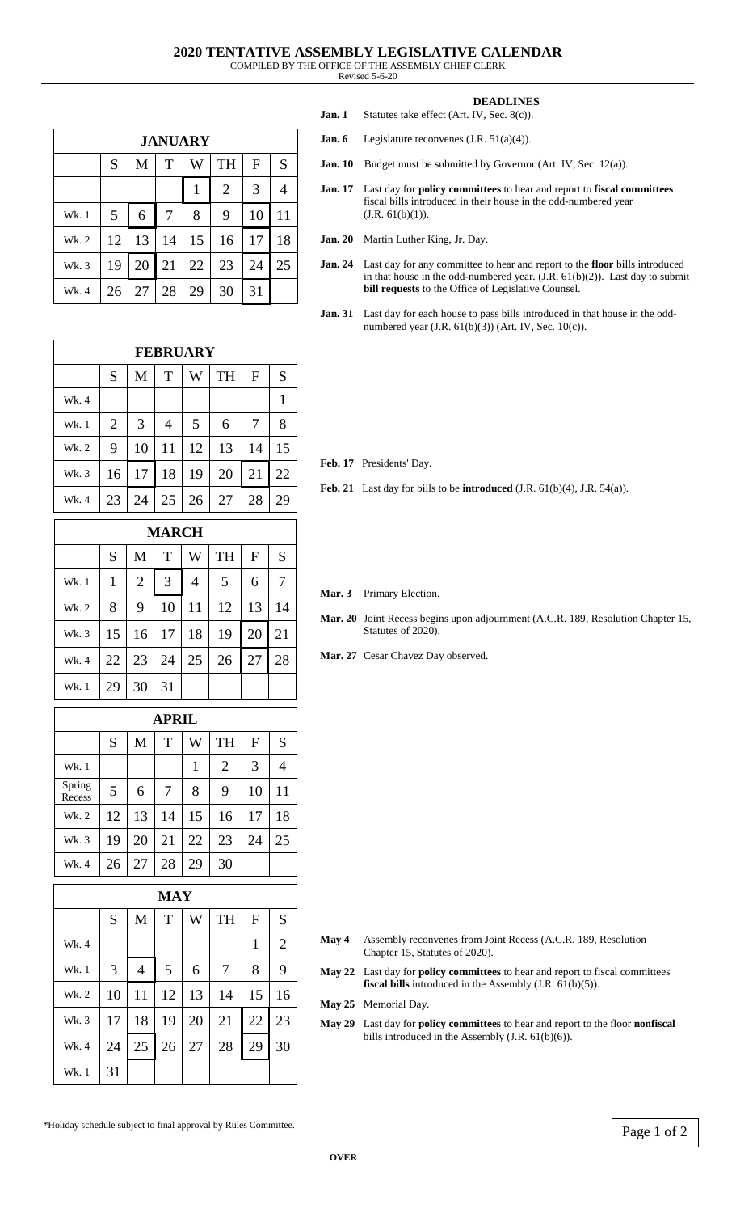# 2020 TENTATIVE ASSEMBLY LEGISLATIVE CALENDAR

COMPILED BY THE OFFICE OF THE ASSEMBLY CHIEF CLERK

Revised 5-6-20

| JANUARY | | | | | | | |
|---|---|---|---|---|---|---|---|
| | S | M | T | W | TH | F | S |
| | | | | 1 | 2 | 3 | 4 |
| Wk. 1 | 5 | 6 | 7 | 8 | 9 | 10 | 11 |
| Wk. 2 | 12 | 13 | 14 | 15 | 16 | 17 | 18 |
| Wk. 3 | 19 | 20 | 21 | 22 | 23 | 24 | 25 |
| Wk. 4 | 26 | 27 | 28 | 29 | 30 | 31 | |

| FEBRUARY | | | | | | | |
|---|---|---|---|---|---|---|---|
| | S | M | T | W | TH | F | S |
| Wk. 4 | | | | | | | 1 |
| Wk. 1 | 2 | 3 | 4 | 5 | 6 | 7 | 8 |
| Wk. 2 | 9 | 10 | 11 | 12 | 13 | 14 | 15 |
| Wk. 3 | 16 | 17 | 18 | 19 | 20 | 21 | 22 |
| Wk. 4 | 23 | 24 | 25 | 26 | 27 | 28 | 29 |

| MARCH | | | | | | | |
|---|---|---|---|---|---|---|---|
| | S | M | T | W | TH | F | S |
| Wk. 1 | 1 | 2 | 3 | 4 | 5 | 6 | 7 |
| Wk. 2 | 8 | 9 | 10 | 11 | 12 | 13 | 14 |
| Wk. 3 | 15 | 16 | 17 | 18 | 19 | 20 | 21 |
| Wk. 4 | 22 | 23 | 24 | 25 | 26 | 27 | 28 |
| Wk. 1 | 29 | 30 | 31 | | | | |

| APRIL | | | | | | | |
|---|---|---|---|---|---|---|---|
| | S | M | T | W | TH | F | S |
| Wk. 1 | | | | 1 | 2 | 3 | 4 |
| Spring Recess | 5 | 6 | 7 | 8 | 9 | 10 | 11 |
| Wk. 2 | 12 | 13 | 14 | 15 | 16 | 17 | 18 |
| Wk. 3 | 19 | 20 | 21 | 22 | 23 | 24 | 25 |
| Wk. 4 | 26 | 27 | 28 | 29 | 30 | | |

| MAY | | | | | | | |
|---|---|---|---|---|---|---|---|
| | S | M | T | W | TH | F | S |
| Wk. 4 | | | | | | 1 | 2 |
| Wk. 1 | 3 | 4 | 5 | 6 | 7 | 8 | 9 |
| Wk. 2 | 10 | 11 | 12 | 13 | 14 | 15 | 16 |
| Wk. 3 | 17 | 18 | 19 | 20 | 21 | 22 | 23 |
| Wk. 4 | 24 | 25 | 26 | 27 | 28 | 29 | 30 |
| Wk. 1 | 31 | | | | | | |

## DEADLINES

**Jan. 1** Statutes take effect (Art. IV, Sec. 8(c)).

**Jan. 6** Legislature reconvenes (J.R. 51(a)(4)).

**Jan. 10** Budget must be submitted by Governor (Art. IV, Sec. 12(a)).

**Jan. 17** Last day for **policy committees** to hear and report to **fiscal committees** fiscal bills introduced in their house in the odd-numbered year (J.R. 61(b)(1)).

**Jan. 20** Martin Luther King, Jr. Day.

**Jan. 24** Last day for any committee to hear and report to the **floor** bills introduced in that house in the odd-numbered year. (J.R. 61(b)(2)). Last day to submit **bill requests** to the Office of Legislative Counsel.

**Jan. 31** Last day for each house to pass bills introduced in that house in the odd-numbered year (J.R. 61(b)(3)) (Art. IV, Sec. 10(c)).

**Feb. 17** Presidents' Day.

**Feb. 21** Last day for bills to be **introduced** (J.R. 61(b)(4), J.R. 54(a)).

**Mar. 3** Primary Election.

**Mar. 20** Joint Recess begins upon adjournment (A.C.R. 189, Resolution Chapter 15, Statutes of 2020).

**Mar. 27** Cesar Chavez Day observed.

**May 4** Assembly reconvenes from Joint Recess (A.C.R. 189, Resolution Chapter 15, Statutes of 2020).

**May 22** Last day for **policy committees** to hear and report to fiscal committees **fiscal bills** introduced in the Assembly (J.R. 61(b)(5)).

**May 25** Memorial Day.

**May 29** Last day for **policy committees** to hear and report to the floor **nonfiscal** bills introduced in the Assembly (J.R. 61(b)(6)).

*Holiday schedule subject to final approval by Rules Committee.

**OVER**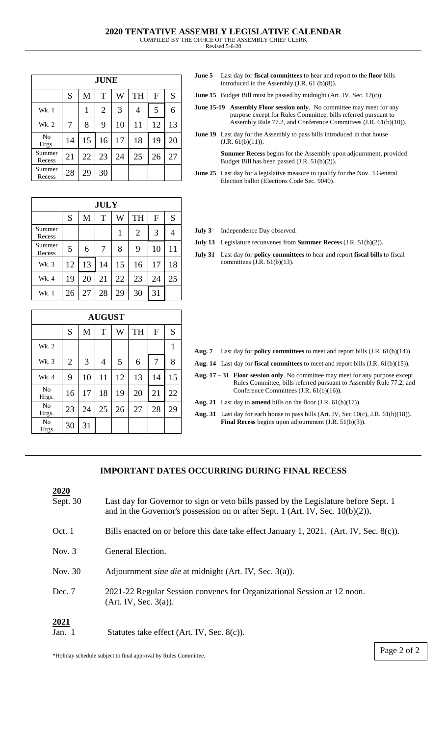# 2020 TENTATIVE ASSEMBLY LEGISLATIVE CALENDAR

COMPILED BY THE OFFICE OF THE ASSEMBLY CHIEF CLERK
Revised 5-6-20

| JUNE | | | | | | | |
|---|---|---|---|---|---|---|---|
| | S | M | T | W | TH | F | S |
| Wk. 1 | | 1 | 2 | 3 | 4 | 5 | 6 |
| Wk. 2 | 7 | 8 | 9 | 10 | 11 | 12 | 13 |
| No Hrgs. | 14 | 15 | 16 | 17 | 18 | 19 | 20 |
| Summer Recess | 21 | 22 | 23 | 24 | 25 | 26 | 27 |
| Summer Recess | 28 | 29 | 30 | | | | |

**June 5** Last day for **fiscal committees** to hear and report to the **floor** bills introduced in the Assembly (J.R. 61 (b)(8)).

**June 15** Budget Bill must be passed by midnight (Art. IV, Sec. 12(c)).

**June 15-19** **Assembly Floor session only**. No committee may meet for any purpose except for Rules Committee, bills referred pursuant to Assembly Rule 77.2, and Conference Committees (J.R. 61(b)(10)).

**June 19** Last day for the Assembly to pass bills introduced in that house (J.R. 61(b)(11)).

**Summer Recess** begins for the Assembly upon adjournment, provided Budget Bill has been passed (J.R. 51(b)(2)).

**June 25** Last day for a legislative measure to qualify for the Nov. 3 General Election ballot (Elections Code Sec. 9040).

| JULY | | | | | | | |
|---|---|---|---|---|---|---|---|
| | S | M | T | W | TH | F | S |
| Summer Recess | | | | 1 | 2 | 3 | 4 |
| Summer Recess | 5 | 6 | 7 | 8 | 9 | 10 | 11 |
| Wk. 3 | 12 | 13 | 14 | 15 | 16 | 17 | 18 |
| Wk. 4 | 19 | 20 | 21 | 22 | 23 | 24 | 25 |
| Wk. 1 | 26 | 27 | 28 | 29 | 30 | 31 | |

**July 3** Independence Day observed.

**July 13** Legislature reconvenes from **Summer Recess** (J.R. 51(b)(2)).

**July 31** Last day for **policy committees** to hear and report **fiscal bills** to fiscal committees (J.R. 61(b)(13).

| AUGUST | | | | | | | |
|---|---|---|---|---|---|---|---|
| | S | M | T | W | TH | F | S |
| Wk. 2 | | | | | | | 1 |
| Wk. 3 | 2 | 3 | 4 | 5 | 6 | 7 | 8 |
| Wk. 4 | 9 | 10 | 11 | 12 | 13 | 14 | 15 |
| No Hrgs. | 16 | 17 | 18 | 19 | 20 | 21 | 22 |
| No Hrgs. | 23 | 24 | 25 | 26 | 27 | 28 | 29 |
| No Hrgs | 30 | 31 | | | | | |

**Aug. 7** Last day for **policy committees** to meet and report bills (J.R. 61(b)(14)).

**Aug. 14** Last day for **fiscal committees** to meet and report bills (J.R. 61(b)(15)).

**Aug. 17 – 31** **Floor session only**. No committee may meet for any purpose except Rules Committee, bills referred pursuant to Assembly Rule 77.2, and Conference Committees (J.R. 61(b)(16)).

**Aug. 21** Last day to **amend** bills on the floor (J.R. 61(b)(17)).

**Aug. 31** Last day for each house to pass bills (Art. IV, Sec 10(c), J.R. 61(b)(18)). **Final Recess** begins upon adjournment (J.R. 51(b)(3)).

## IMPORTANT DATES OCCURRING DURING FINAL RECESS

**2020**

Sept. 30 Last day for Governor to sign or veto bills passed by the Legislature before Sept. 1 and in the Governor's possession on or after Sept. 1 (Art. IV, Sec. 10(b)(2)).

Oct. 1 Bills enacted on or before this date take effect January 1, 2021. (Art. IV, Sec. 8(c)).

Nov. 3 General Election.

Nov. 30 Adjournment *sine die* at midnight (Art. IV, Sec. 3(a)).

Dec. 7 2021-22 Regular Session convenes for Organizational Session at 12 noon. (Art. IV, Sec. 3(a)).

**2021**

Jan. 1 Statutes take effect (Art. IV, Sec. 8(c)).

*Holiday schedule subject to final approval by Rules Committee.